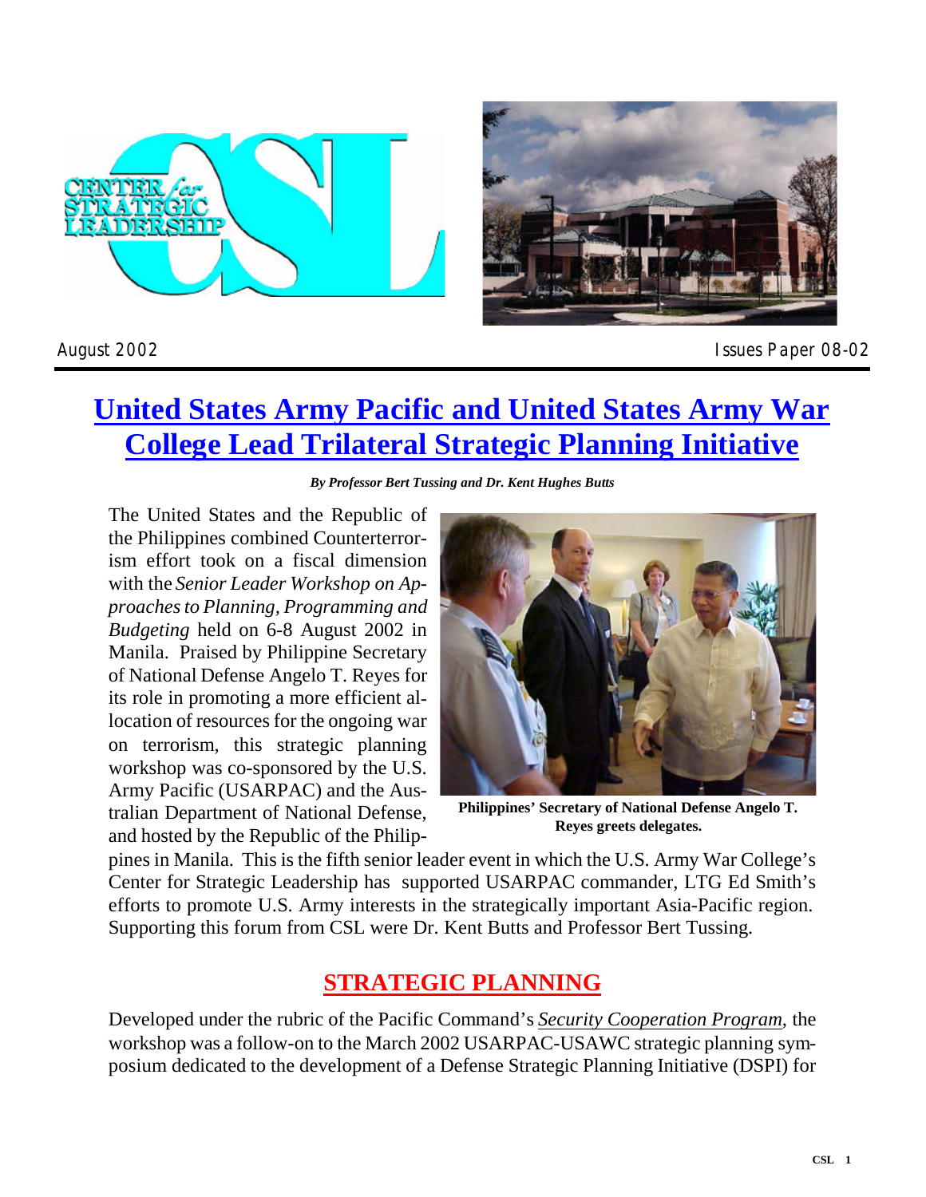August 2002

Issues Paper 08-02

# United States Army Pacific and United States Army War College Lead Trilateral Strategic Planning Initiative

***By Professor Bert Tussing and Dr. Kent Hughes Butts***

The United States and the Republic of the Philippines combined Counterterrorism effort took on a fiscal dimension with the *Senior Leader Workshop on Approaches to Planning, Programming and Budgeting* held on 6-8 August 2002 in Manila. Praised by Philippine Secretary of National Defense Angelo T. Reyes for its role in promoting a more efficient allocation of resources for the ongoing war on terrorism, this strategic planning workshop was co-sponsored by the U.S. Army Pacific (USARPAC) and the Australian Department of National Defense, and hosted by the Republic of the Philippines in Manila. This is the fifth senior leader event in which the U.S. Army War College's Center for Strategic Leadership has supported USARPAC commander, LTG Ed Smith's efforts to promote U.S. Army interests in the strategically important Asia-Pacific region. Supporting this forum from CSL were Dr. Kent Butts and Professor Bert Tussing.

**Philippines' Secretary of National Defense Angelo T. Reyes greets delegates.**

## STRATEGIC PLANNING

Developed under the rubric of the Pacific Command's *Security Cooperation Program*, the workshop was a follow-on to the March 2002 USARPAC-USAWC strategic planning symposium dedicated to the development of a Defense Strategic Planning Initiative (DSPI) for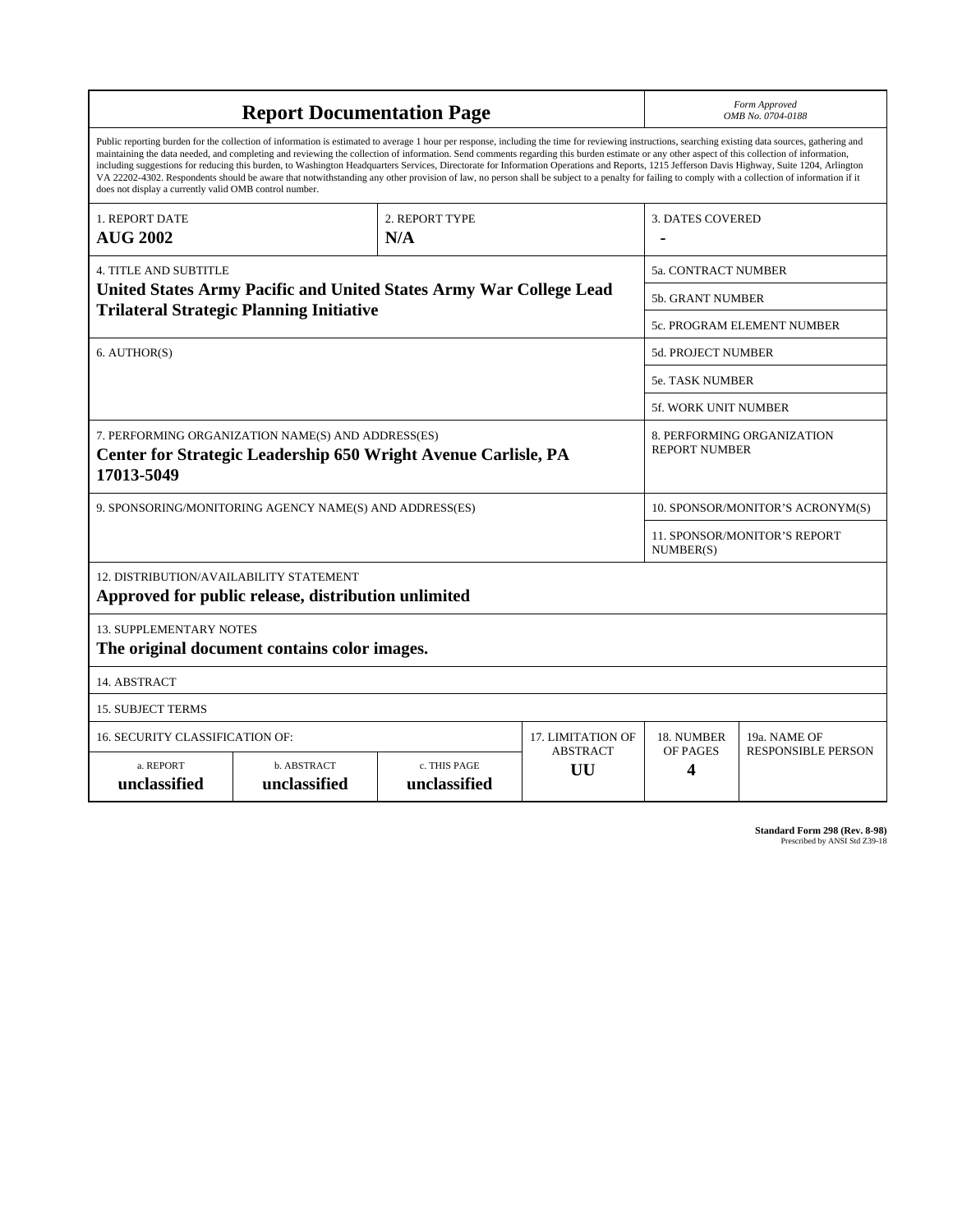# Report Documentation Page

*Form Approved*
*OMB No. 0704-0188*

Public reporting burden for the collection of information is estimated to average 1 hour per response, including the time for reviewing instructions, searching existing data sources, gathering and maintaining the data needed, and completing and reviewing the collection of information. Send comments regarding this burden estimate or any other aspect of this collection of information, including suggestions for reducing this burden, to Washington Headquarters Services, Directorate for Information Operations and Reports, 1215 Jefferson Davis Highway, Suite 1204, Arlington VA 22202-4302. Respondents should be aware that notwithstanding any other provision of law, no person shall be subject to a penalty for failing to comply with a collection of information if it does not display a currently valid OMB control number.

| 1. REPORT DATE | 2. REPORT TYPE | 3. DATES COVERED |
|---|---|---|
| **AUG 2002** | **N/A** | **-** |

| 4. TITLE AND SUBTITLE | |
|---|---|
| **United States Army Pacific and United States Army War College Lead Trilateral Strategic Planning Initiative** | 5a. CONTRACT NUMBER |
| | 5b. GRANT NUMBER |
| | 5c. PROGRAM ELEMENT NUMBER |

| 6. AUTHOR(S) | |
|---|---|
| | 5d. PROJECT NUMBER |
| | 5e. TASK NUMBER |
| | 5f. WORK UNIT NUMBER |

| 7. PERFORMING ORGANIZATION NAME(S) AND ADDRESS(ES) | 8. PERFORMING ORGANIZATION REPORT NUMBER |
|---|---|
| **Center for Strategic Leadership 650 Wright Avenue Carlisle, PA 17013-5049** | |

| 9. SPONSORING/MONITORING AGENCY NAME(S) AND ADDRESS(ES) | |
|---|---|
| | 10. SPONSOR/MONITOR'S ACRONYM(S) |
| | 11. SPONSOR/MONITOR'S REPORT NUMBER(S) |

12. DISTRIBUTION/AVAILABILITY STATEMENT
**Approved for public release, distribution unlimited**

13. SUPPLEMENTARY NOTES
**The original document contains color images.**

14. ABSTRACT

15. SUBJECT TERMS

| 16. SECURITY CLASSIFICATION OF: | | | 17. LIMITATION OF ABSTRACT | 18. NUMBER OF PAGES | 19a. NAME OF RESPONSIBLE PERSON |
|---|---|---|---|---|---|
| a. REPORT | b. ABSTRACT | c. THIS PAGE | | | |
| **unclassified** | **unclassified** | **unclassified** | **UU** | **4** | |

**Standard Form 298 (Rev. 8-98)**
Prescribed by ANSI Std Z39-18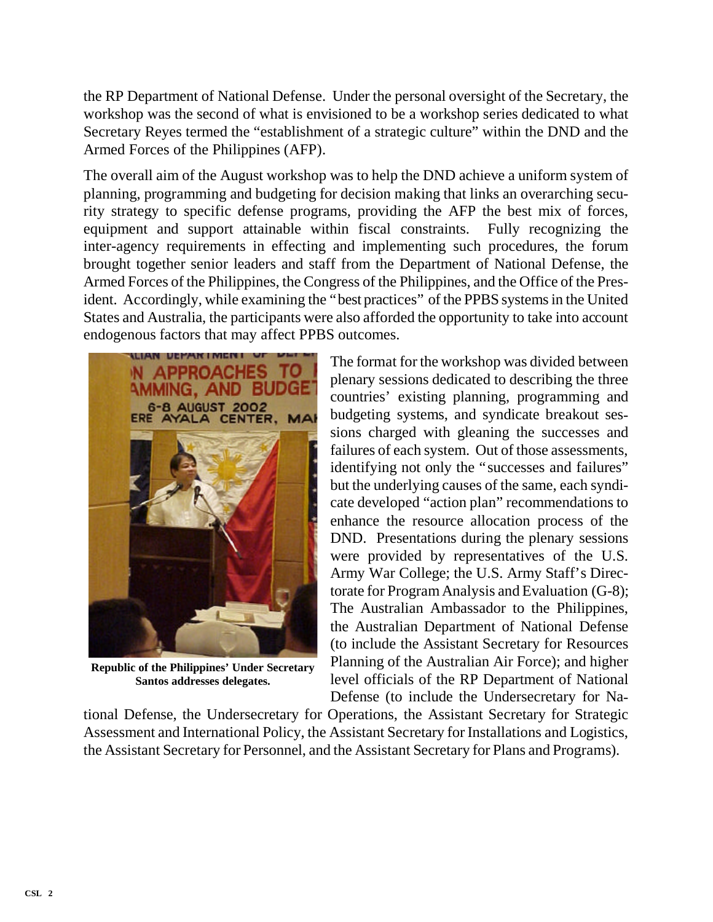the RP Department of National Defense. Under the personal oversight of the Secretary, the workshop was the second of what is envisioned to be a workshop series dedicated to what Secretary Reyes termed the "establishment of a strategic culture" within the DND and the Armed Forces of the Philippines (AFP).

The overall aim of the August workshop was to help the DND achieve a uniform system of planning, programming and budgeting for decision making that links an overarching security strategy to specific defense programs, providing the AFP the best mix of forces, equipment and support attainable within fiscal constraints. Fully recognizing the inter-agency requirements in effecting and implementing such procedures, the forum brought together senior leaders and staff from the Department of National Defense, the Armed Forces of the Philippines, the Congress of the Philippines, and the Office of the President. Accordingly, while examining the "best practices" of the PPBS systems in the United States and Australia, the participants were also afforded the opportunity to take into account endogenous factors that may affect PPBS outcomes.

**Republic of the Philippines' Under Secretary Santos addresses delegates.**

The format for the workshop was divided between plenary sessions dedicated to describing the three countries' existing planning, programming and budgeting systems, and syndicate breakout sessions charged with gleaning the successes and failures of each system. Out of those assessments, identifying not only the "successes and failures" but the underlying causes of the same, each syndicate developed "action plan" recommendations to enhance the resource allocation process of the DND. Presentations during the plenary sessions were provided by representatives of the U.S. Army War College; the U.S. Army Staff's Directorate for Program Analysis and Evaluation (G-8); The Australian Ambassador to the Philippines, the Australian Department of National Defense (to include the Assistant Secretary for Resources Planning of the Australian Air Force); and higher level officials of the RP Department of National Defense (to include the Undersecretary for National Defense, the Undersecretary for Operations, the Assistant Secretary for Strategic Assessment and International Policy, the Assistant Secretary for Installations and Logistics, the Assistant Secretary for Personnel, and the Assistant Secretary for Plans and Programs).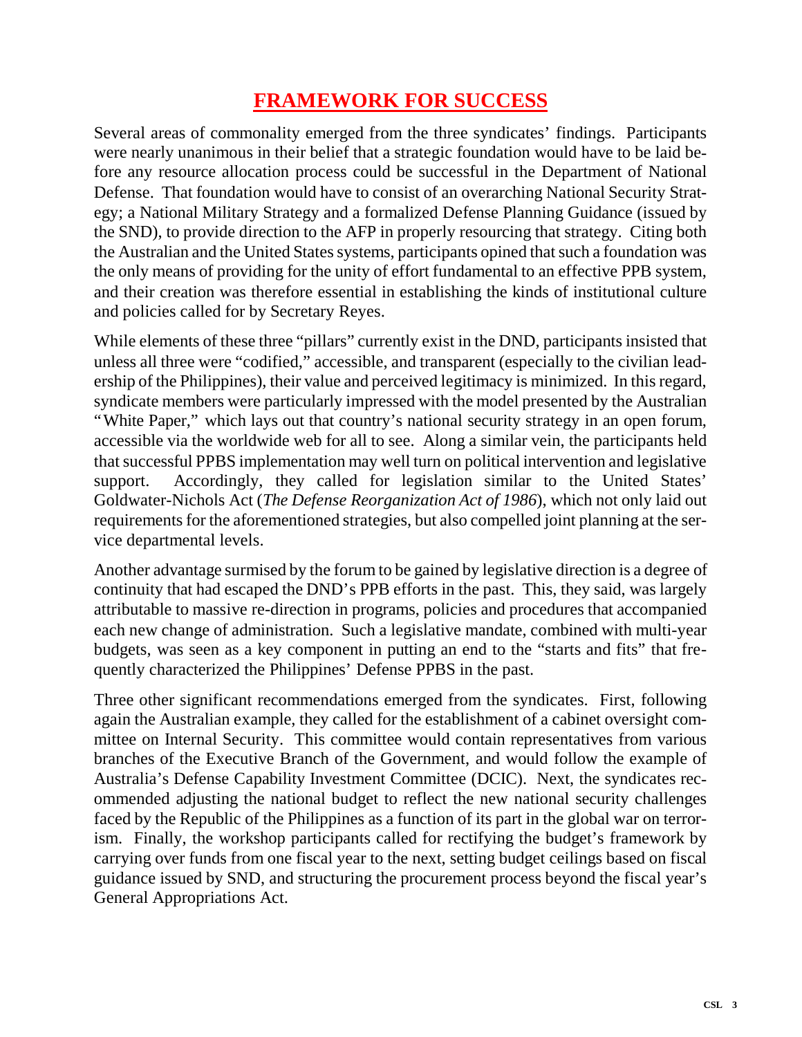## FRAMEWORK FOR SUCCESS

Several areas of commonality emerged from the three syndicates' findings. Participants were nearly unanimous in their belief that a strategic foundation would have to be laid before any resource allocation process could be successful in the Department of National Defense. That foundation would have to consist of an overarching National Security Strategy; a National Military Strategy and a formalized Defense Planning Guidance (issued by the SND), to provide direction to the AFP in properly resourcing that strategy. Citing both the Australian and the United States systems, participants opined that such a foundation was the only means of providing for the unity of effort fundamental to an effective PPB system, and their creation was therefore essential in establishing the kinds of institutional culture and policies called for by Secretary Reyes.

While elements of these three "pillars" currently exist in the DND, participants insisted that unless all three were "codified," accessible, and transparent (especially to the civilian leadership of the Philippines), their value and perceived legitimacy is minimized. In this regard, syndicate members were particularly impressed with the model presented by the Australian "White Paper," which lays out that country's national security strategy in an open forum, accessible via the worldwide web for all to see. Along a similar vein, the participants held that successful PPBS implementation may well turn on political intervention and legislative support. Accordingly, they called for legislation similar to the United States' Goldwater-Nichols Act (*The Defense Reorganization Act of 1986*), which not only laid out requirements for the aforementioned strategies, but also compelled joint planning at the service departmental levels.

Another advantage surmised by the forum to be gained by legislative direction is a degree of continuity that had escaped the DND's PPB efforts in the past. This, they said, was largely attributable to massive re-direction in programs, policies and procedures that accompanied each new change of administration. Such a legislative mandate, combined with multi-year budgets, was seen as a key component in putting an end to the "starts and fits" that frequently characterized the Philippines' Defense PPBS in the past.

Three other significant recommendations emerged from the syndicates. First, following again the Australian example, they called for the establishment of a cabinet oversight committee on Internal Security. This committee would contain representatives from various branches of the Executive Branch of the Government, and would follow the example of Australia's Defense Capability Investment Committee (DCIC). Next, the syndicates recommended adjusting the national budget to reflect the new national security challenges faced by the Republic of the Philippines as a function of its part in the global war on terrorism. Finally, the workshop participants called for rectifying the budget's framework by carrying over funds from one fiscal year to the next, setting budget ceilings based on fiscal guidance issued by SND, and structuring the procurement process beyond the fiscal year's General Appropriations Act.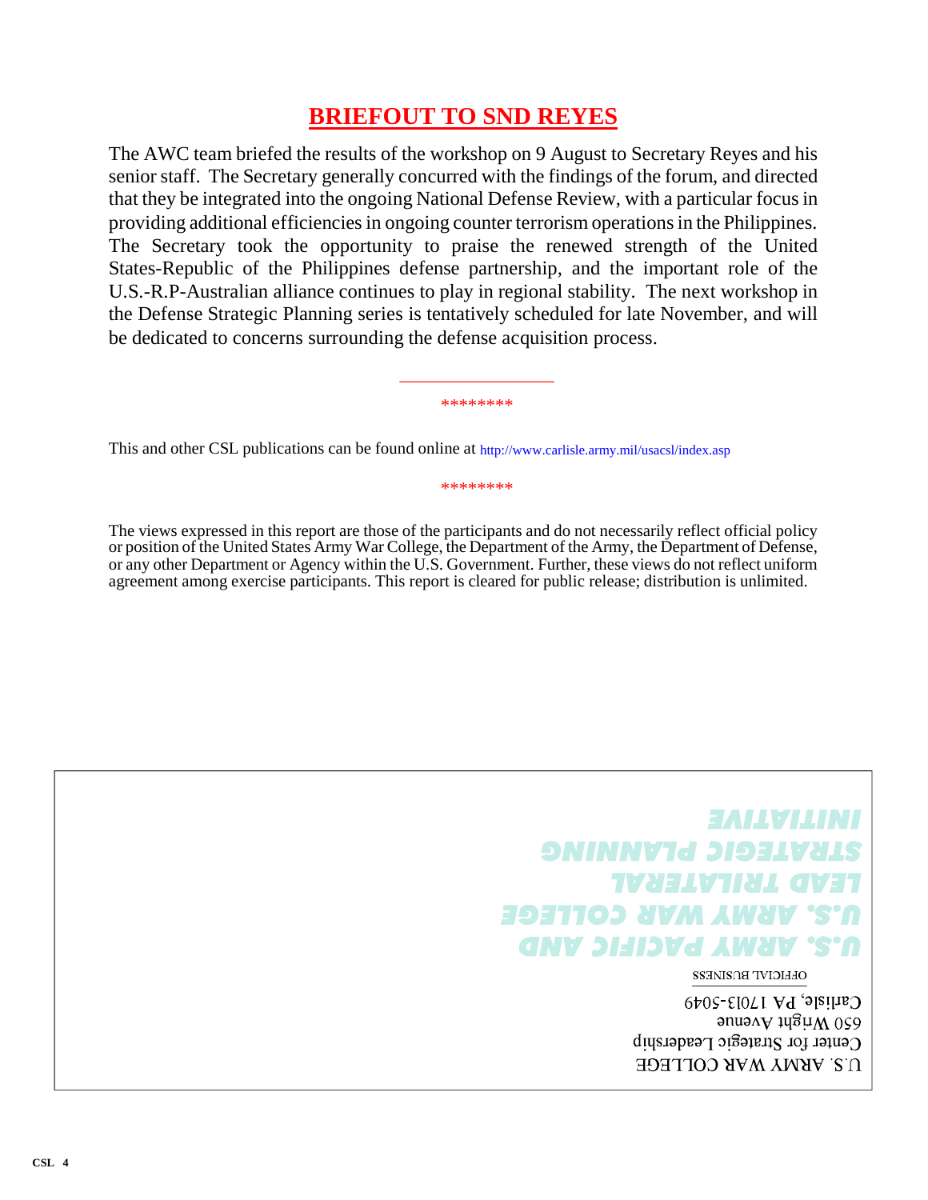## BRIEFOUT TO SND REYES

The AWC team briefed the results of the workshop on 9 August to Secretary Reyes and his senior staff. The Secretary generally concurred with the findings of the forum, and directed that they be integrated into the ongoing National Defense Review, with a particular focus in providing additional efficiencies in ongoing counter terrorism operations in the Philippines. The Secretary took the opportunity to praise the renewed strength of the United States-Republic of the Philippines defense partnership, and the important role of the U.S.-R.P.-Australian alliance continues to play in regional stability. The next workshop in the Defense Strategic Planning series is tentatively scheduled for late November, and will be dedicated to concerns surrounding the defense acquisition process.

---

********

This and other CSL publications can be found online at http://www.carlisle.army.mil/usacsl/index.asp

********

The views expressed in this report are those of the participants and do not necessarily reflect official policy or position of the United States Army War College, the Department of the Army, the Department of Defense, or any other Department or Agency within the U.S. Government. Further, these views do not reflect uniform agreement among exercise participants. This report is cleared for public release; distribution is unlimited.

U.S. ARMY WAR COLLEGE
Center for Strategic Leadership
650 Wright Avenue
Carlisle, PA 17013-5049

OFFICIAL BUSINESS

U.S. ARMY PACIFIC AND
U.S. ARMY WAR COLLEGE
LEAD TRILATERAL
STRATEGIC PLANNING
INITIATIVE